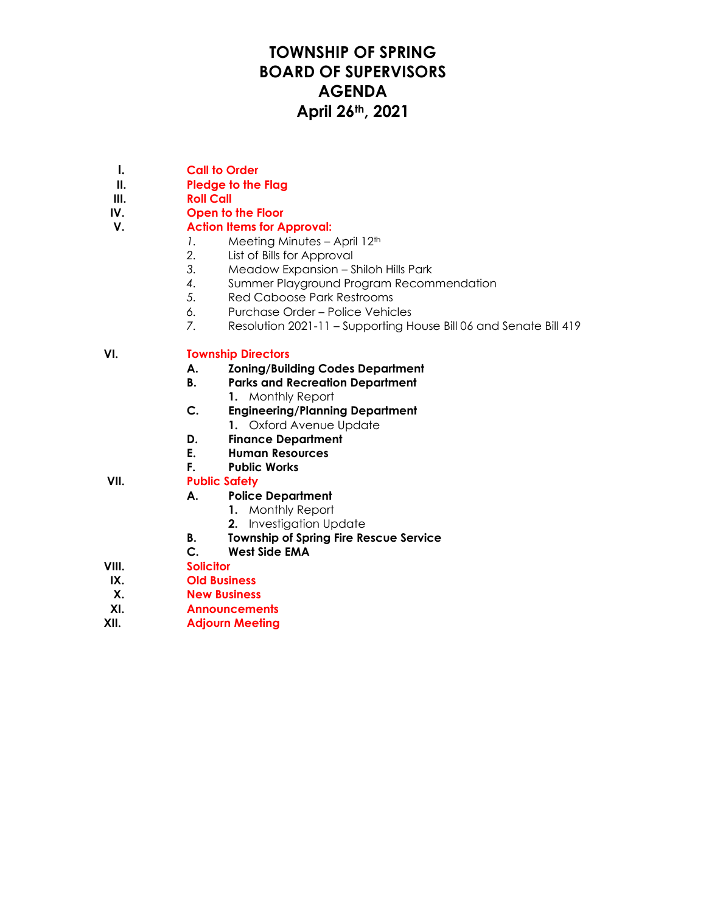# TOWNSHIP OF SPRING
# BOARD OF SUPERVISORS
# AGENDA
# April 26th, 2021

**I.** **Call to Order**

**II.** **Pledge to the Flag**

**III.** **Roll Call**

**IV.** **Open to the Floor**

**V.** **Action Items for Approval:**

1. Meeting Minutes – April 12th
2. List of Bills for Approval
3. Meadow Expansion – Shiloh Hills Park
4. Summer Playground Program Recommendation
5. Red Caboose Park Restrooms
6. Purchase Order – Police Vehicles
7. Resolution 2021-11 – Supporting House Bill 06 and Senate Bill 419

**VI.** **Township Directors**

- **A.** **Zoning/Building Codes Department**
- **B.** **Parks and Recreation Department**
  1. Monthly Report
- **C.** **Engineering/Planning Department**
  1. Oxford Avenue Update
- **D.** **Finance Department**
- **E.** **Human Resources**
- **F.** **Public Works**

**VII.** **Public Safety**

- **A.** **Police Department**
  1. Monthly Report
  2. Investigation Update
- **B.** **Township of Spring Fire Rescue Service**
- **C.** **West Side EMA**

**VIII.** **Solicitor**

**IX.** **Old Business**

**X.** **New Business**

**XI.** **Announcements**

**XII.** **Adjourn Meeting**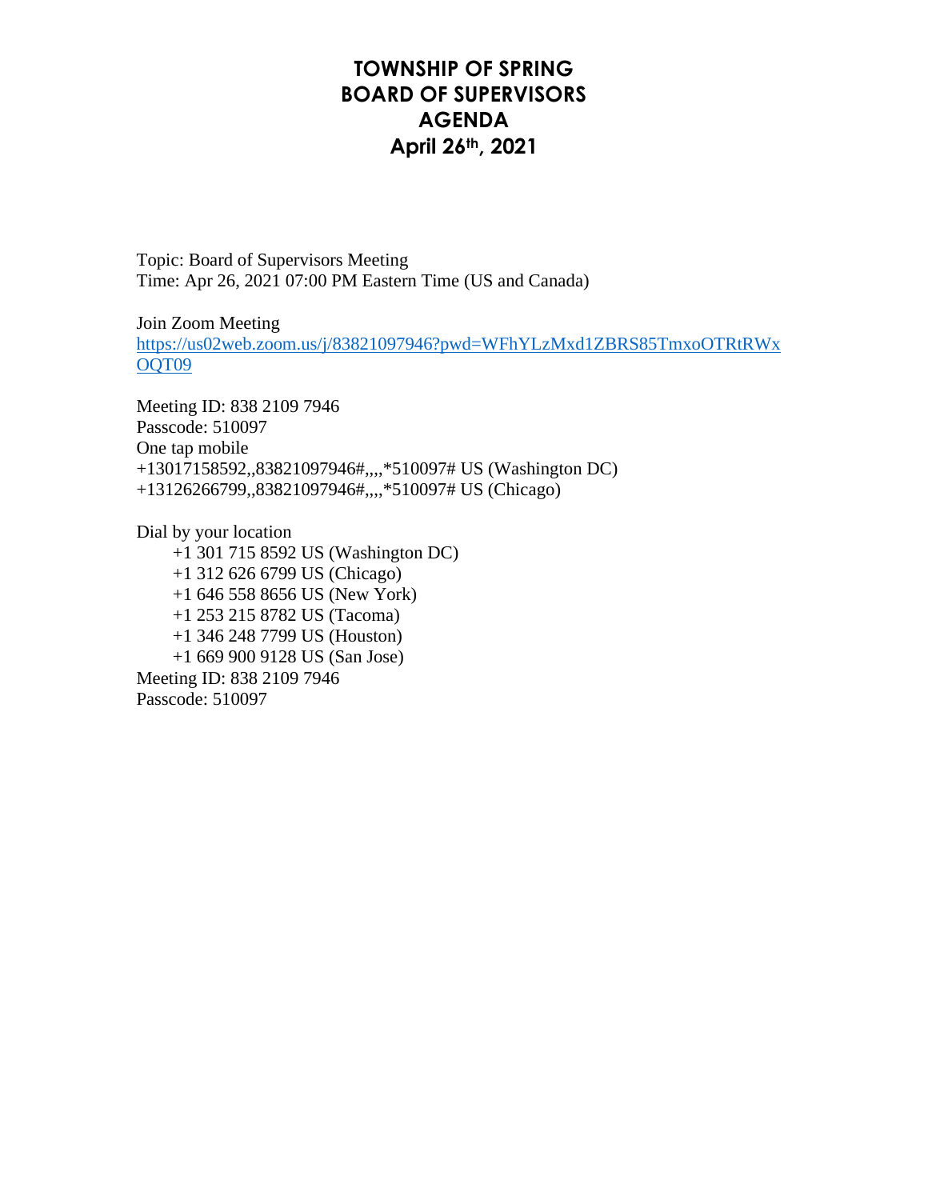# TOWNSHIP OF SPRING
# BOARD OF SUPERVISORS
# AGENDA
# April 26th, 2021

Topic: Board of Supervisors Meeting
Time: Apr 26, 2021 07:00 PM Eastern Time (US and Canada)

Join Zoom Meeting
https://us02web.zoom.us/j/83821097946?pwd=WFhYLzMxd1ZBRS85TmxoOTRtRWxOQT09

Meeting ID: 838 2109 7946
Passcode: 510097
One tap mobile
+13017158592,,83821097946#,,,,*510097# US (Washington DC)
+13126266799,,83821097946#,,,,*510097# US (Chicago)

Dial by your location
- +1 301 715 8592 US (Washington DC)
- +1 312 626 6799 US (Chicago)
- +1 646 558 8656 US (New York)
- +1 253 215 8782 US (Tacoma)
- +1 346 248 7799 US (Houston)
- +1 669 900 9128 US (San Jose)

Meeting ID: 838 2109 7946
Passcode: 510097